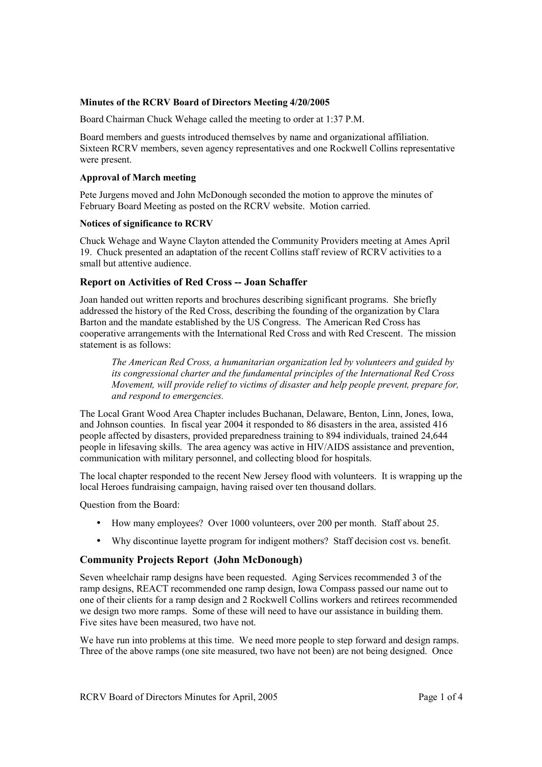**Minutes of the RCRV Board of Directors Meeting 4/20/2005**

Board Chairman Chuck Wehage called the meeting to order at 1:37 P.M.

Board members and guests introduced themselves by name and organizational affiliation. Sixteen RCRV members, seven agency representatives and one Rockwell Collins representative were present.

**Approval of March meeting**

Pete Jurgens moved and John McDonough seconded the motion to approve the minutes of February Board Meeting as posted on the RCRV website. Motion carried.

**Notices of significance to RCRV**

Chuck Wehage and Wayne Clayton attended the Community Providers meeting at Ames April 19. Chuck presented an adaptation of the recent Collins staff review of RCRV activities to a small but attentive audience.

## Report on Activities of Red Cross -- Joan Schaffer

Joan handed out written reports and brochures describing significant programs. She briefly addressed the history of the Red Cross, describing the founding of the organization by Clara Barton and the mandate established by the US Congress. The American Red Cross has cooperative arrangements with the International Red Cross and with Red Crescent. The mission statement is as follows:

> *The American Red Cross, a humanitarian organization led by volunteers and guided by its congressional charter and the fundamental principles of the International Red Cross Movement, will provide relief to victims of disaster and help people prevent, prepare for, and respond to emergencies.*

The Local Grant Wood Area Chapter includes Buchanan, Delaware, Benton, Linn, Jones, Iowa, and Johnson counties. In fiscal year 2004 it responded to 86 disasters in the area, assisted 416 people affected by disasters, provided preparedness training to 894 individuals, trained 24,644 people in lifesaving skills. The area agency was active in HIV/AIDS assistance and prevention, communication with military personnel, and collecting blood for hospitals.

The local chapter responded to the recent New Jersey flood with volunteers. It is wrapping up the local Heroes fundraising campaign, having raised over ten thousand dollars.

Question from the Board:

- How many employees? Over 1000 volunteers, over 200 per month. Staff about 25.
- Why discontinue layette program for indigent mothers? Staff decision cost vs. benefit.

## Community Projects Report (John McDonough)

Seven wheelchair ramp designs have been requested. Aging Services recommended 3 of the ramp designs, REACT recommended one ramp design, Iowa Compass passed our name out to one of their clients for a ramp design and 2 Rockwell Collins workers and retirees recommended we design two more ramps. Some of these will need to have our assistance in building them. Five sites have been measured, two have not.

We have run into problems at this time. We need more people to step forward and design ramps. Three of the above ramps (one site measured, two have not been) are not being designed. Once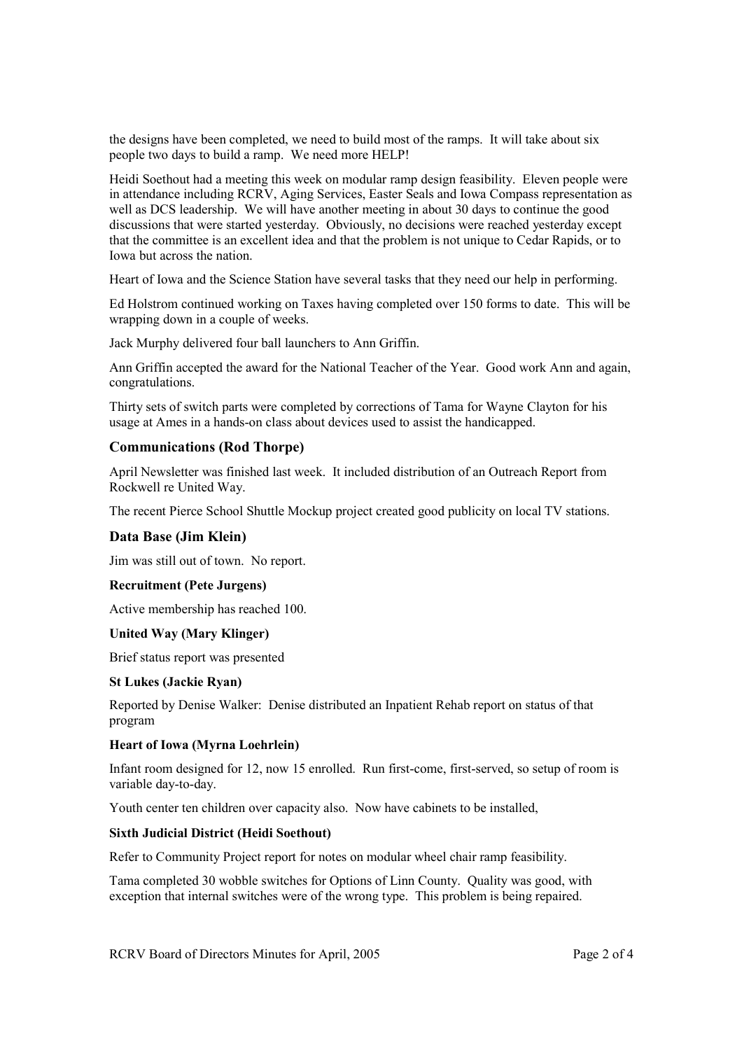the designs have been completed, we need to build most of the ramps. It will take about six people two days to build a ramp. We need more HELP!

Heidi Soethout had a meeting this week on modular ramp design feasibility. Eleven people were in attendance including RCRV, Aging Services, Easter Seals and Iowa Compass representation as well as DCS leadership. We will have another meeting in about 30 days to continue the good discussions that were started yesterday. Obviously, no decisions were reached yesterday except that the committee is an excellent idea and that the problem is not unique to Cedar Rapids, or to Iowa but across the nation.

Heart of Iowa and the Science Station have several tasks that they need our help in performing.

Ed Holstrom continued working on Taxes having completed over 150 forms to date. This will be wrapping down in a couple of weeks.

Jack Murphy delivered four ball launchers to Ann Griffin.

Ann Griffin accepted the award for the National Teacher of the Year. Good work Ann and again, congratulations.

Thirty sets of switch parts were completed by corrections of Tama for Wayne Clayton for his usage at Ames in a hands-on class about devices used to assist the handicapped.

## Communications (Rod Thorpe)

April Newsletter was finished last week. It included distribution of an Outreach Report from Rockwell re United Way.

The recent Pierce School Shuttle Mockup project created good publicity on local TV stations.

## Data Base (Jim Klein)

Jim was still out of town. No report.

### Recruitment (Pete Jurgens)

Active membership has reached 100.

### United Way (Mary Klinger)

Brief status report was presented

### St Lukes (Jackie Ryan)

Reported by Denise Walker: Denise distributed an Inpatient Rehab report on status of that program

### Heart of Iowa (Myrna Loehrlein)

Infant room designed for 12, now 15 enrolled. Run first-come, first-served, so setup of room is variable day-to-day.

Youth center ten children over capacity also. Now have cabinets to be installed,

### Sixth Judicial District (Heidi Soethout)

Refer to Community Project report for notes on modular wheel chair ramp feasibility.

Tama completed 30 wobble switches for Options of Linn County. Quality was good, with exception that internal switches were of the wrong type. This problem is being repaired.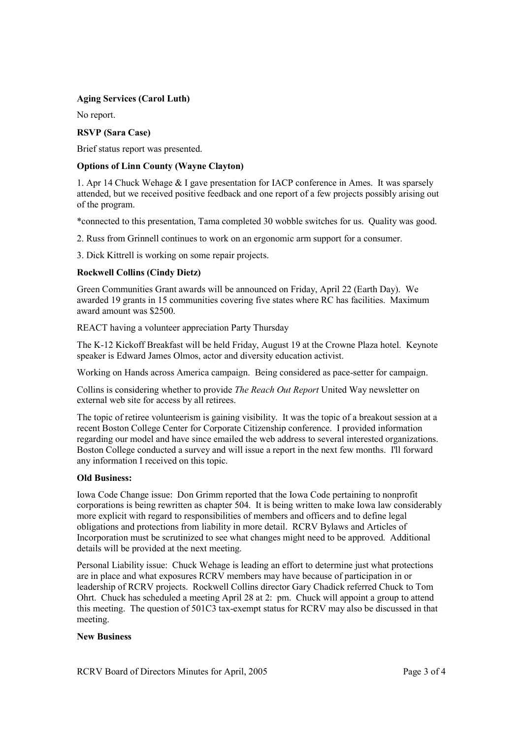**Aging Services (Carol Luth)**

No report.

**RSVP (Sara Case)**

Brief status report was presented.

**Options of Linn County (Wayne Clayton)**

1. Apr 14 Chuck Wehage & I gave presentation for IACP conference in Ames. It was sparsely attended, but we received positive feedback and one report of a few projects possibly arising out of the program.

*connected to this presentation, Tama completed 30 wobble switches for us. Quality was good.

2. Russ from Grinnell continues to work on an ergonomic arm support for a consumer.

3. Dick Kittrell is working on some repair projects.

**Rockwell Collins (Cindy Dietz)**

Green Communities Grant awards will be announced on Friday, April 22 (Earth Day). We awarded 19 grants in 15 communities covering five states where RC has facilities. Maximum award amount was $2500.

REACT having a volunteer appreciation Party Thursday

The K-12 Kickoff Breakfast will be held Friday, August 19 at the Crowne Plaza hotel. Keynote speaker is Edward James Olmos, actor and diversity education activist.

Working on Hands across America campaign. Being considered as pace-setter for campaign.

Collins is considering whether to provide *The Reach Out Report* United Way newsletter on external web site for access by all retirees.

The topic of retiree volunteerism is gaining visibility. It was the topic of a breakout session at a recent Boston College Center for Corporate Citizenship conference. I provided information regarding our model and have since emailed the web address to several interested organizations. Boston College conducted a survey and will issue a report in the next few months. I'll forward any information I received on this topic.

**Old Business:**

Iowa Code Change issue: Don Grimm reported that the Iowa Code pertaining to nonprofit corporations is being rewritten as chapter 504. It is being written to make Iowa law considerably more explicit with regard to responsibilities of members and officers and to define legal obligations and protections from liability in more detail. RCRV Bylaws and Articles of Incorporation must be scrutinized to see what changes might need to be approved. Additional details will be provided at the next meeting.

Personal Liability issue: Chuck Wehage is leading an effort to determine just what protections are in place and what exposures RCRV members may have because of participation in or leadership of RCRV projects. Rockwell Collins director Gary Chadick referred Chuck to Tom Ohrt. Chuck has scheduled a meeting April 28 at 2: pm. Chuck will appoint a group to attend this meeting. The question of 501C3 tax-exempt status for RCRV may also be discussed in that meeting.

**New Business**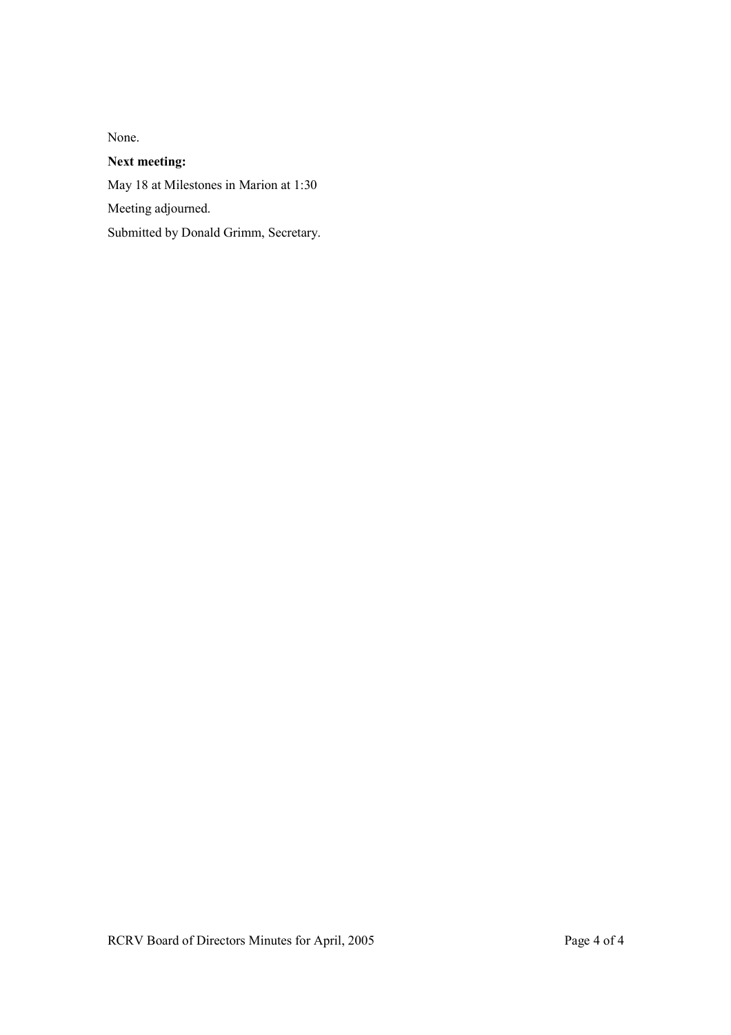None.

**Next meeting:**

May 18 at Milestones in Marion at 1:30

Meeting adjourned.

Submitted by Donald Grimm, Secretary.